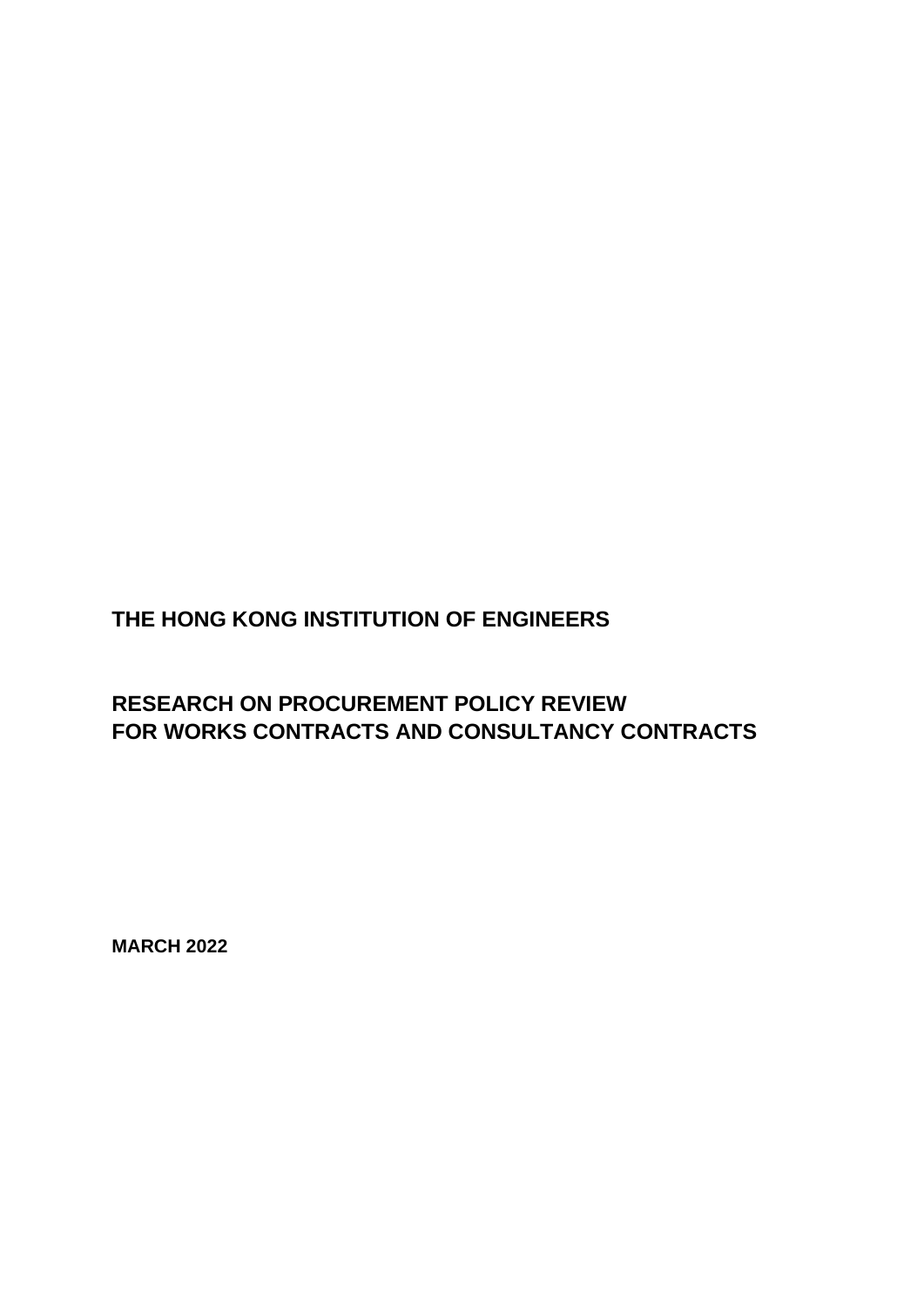**THE HONG KONG INSTITUTION OF ENGINEERS**

# RESEARCH ON PROCUREMENT POLICY REVIEW FOR WORKS CONTRACTS AND CONSULTANCY CONTRACTS

**MARCH 2022**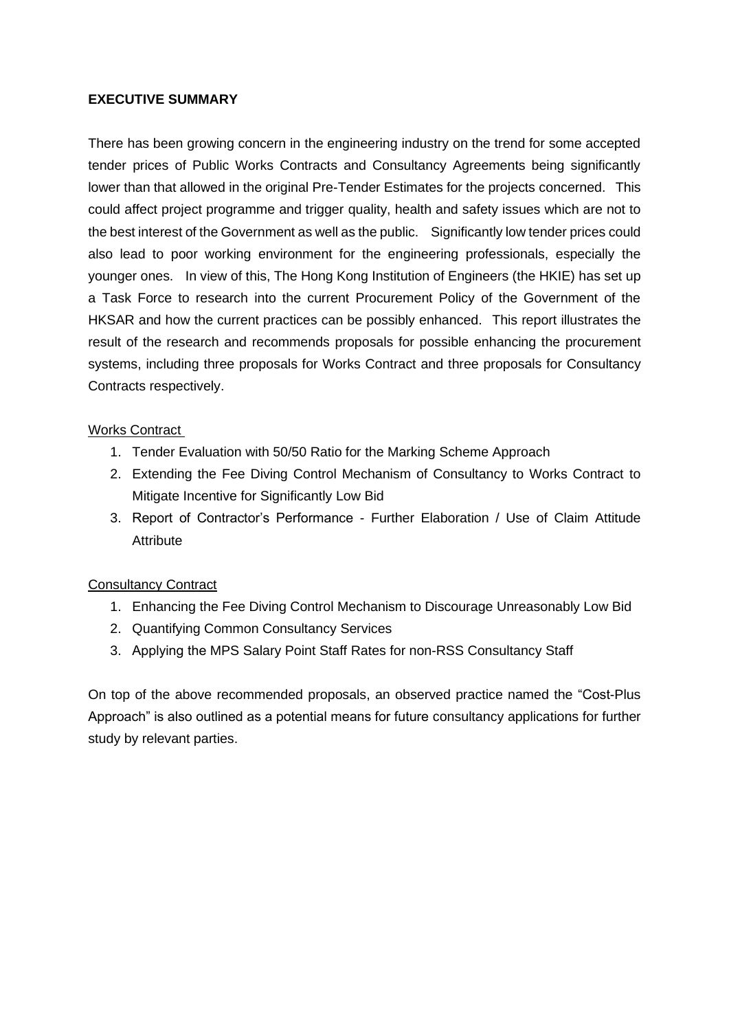## EXECUTIVE SUMMARY

There has been growing concern in the engineering industry on the trend for some accepted tender prices of Public Works Contracts and Consultancy Agreements being significantly lower than that allowed in the original Pre-Tender Estimates for the projects concerned. This could affect project programme and trigger quality, health and safety issues which are not to the best interest of the Government as well as the public. Significantly low tender prices could also lead to poor working environment for the engineering professionals, especially the younger ones. In view of this, The Hong Kong Institution of Engineers (the HKIE) has set up a Task Force to research into the current Procurement Policy of the Government of the HKSAR and how the current practices can be possibly enhanced. This report illustrates the result of the research and recommends proposals for possible enhancing the procurement systems, including three proposals for Works Contract and three proposals for Consultancy Contracts respectively.

Works Contract

1. Tender Evaluation with 50/50 Ratio for the Marking Scheme Approach
2. Extending the Fee Diving Control Mechanism of Consultancy to Works Contract to Mitigate Incentive for Significantly Low Bid
3. Report of Contractor's Performance - Further Elaboration / Use of Claim Attitude Attribute

Consultancy Contract

1. Enhancing the Fee Diving Control Mechanism to Discourage Unreasonably Low Bid
2. Quantifying Common Consultancy Services
3. Applying the MPS Salary Point Staff Rates for non-RSS Consultancy Staff

On top of the above recommended proposals, an observed practice named the "Cost-Plus Approach" is also outlined as a potential means for future consultancy applications for further study by relevant parties.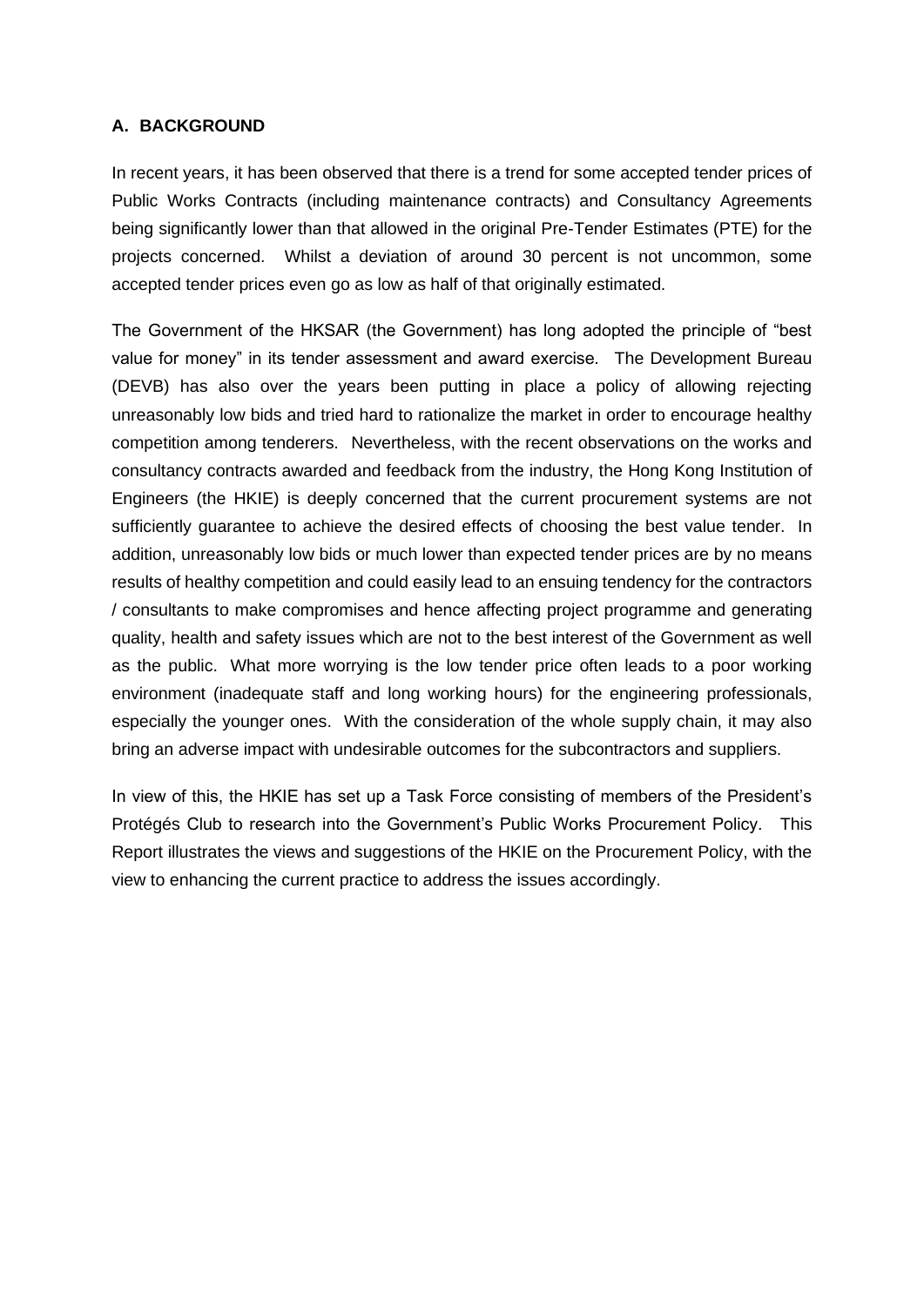## A. BACKGROUND

In recent years, it has been observed that there is a trend for some accepted tender prices of Public Works Contracts (including maintenance contracts) and Consultancy Agreements being significantly lower than that allowed in the original Pre-Tender Estimates (PTE) for the projects concerned. Whilst a deviation of around 30 percent is not uncommon, some accepted tender prices even go as low as half of that originally estimated.

The Government of the HKSAR (the Government) has long adopted the principle of "best value for money" in its tender assessment and award exercise. The Development Bureau (DEVB) has also over the years been putting in place a policy of allowing rejecting unreasonably low bids and tried hard to rationalize the market in order to encourage healthy competition among tenderers. Nevertheless, with the recent observations on the works and consultancy contracts awarded and feedback from the industry, the Hong Kong Institution of Engineers (the HKIE) is deeply concerned that the current procurement systems are not sufficiently guarantee to achieve the desired effects of choosing the best value tender. In addition, unreasonably low bids or much lower than expected tender prices are by no means results of healthy competition and could easily lead to an ensuing tendency for the contractors / consultants to make compromises and hence affecting project programme and generating quality, health and safety issues which are not to the best interest of the Government as well as the public. What more worrying is the low tender price often leads to a poor working environment (inadequate staff and long working hours) for the engineering professionals, especially the younger ones. With the consideration of the whole supply chain, it may also bring an adverse impact with undesirable outcomes for the subcontractors and suppliers.

In view of this, the HKIE has set up a Task Force consisting of members of the President's Protégés Club to research into the Government's Public Works Procurement Policy. This Report illustrates the views and suggestions of the HKIE on the Procurement Policy, with the view to enhancing the current practice to address the issues accordingly.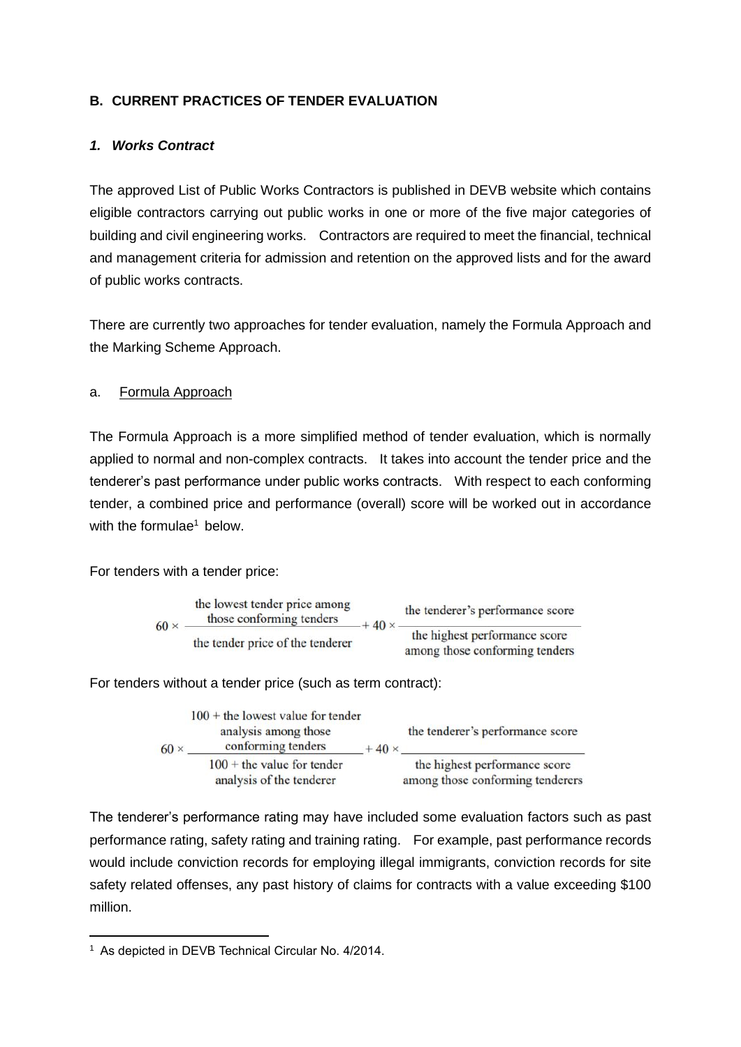## B. CURRENT PRACTICES OF TENDER EVALUATION

### *1. Works Contract*

The approved List of Public Works Contractors is published in DEVB website which contains eligible contractors carrying out public works in one or more of the five major categories of building and civil engineering works. Contractors are required to meet the financial, technical and management criteria for admission and retention on the approved lists and for the award of public works contracts.

There are currently two approaches for tender evaluation, namely the Formula Approach and the Marking Scheme Approach.

a. Formula Approach

The Formula Approach is a more simplified method of tender evaluation, which is normally applied to normal and non-complex contracts. It takes into account the tender price and the tenderer's past performance under public works contracts. With respect to each conforming tender, a combined price and performance (overall) score will be worked out in accordance with the formulae[1] below.

For tenders with a tender price:

$$60 \times \frac{\text{the lowest tender price among those conforming tenders}}{\text{the tender price of the tenderer}} + 40 \times \frac{\text{the tenderer's performance score}}{\text{the highest performance score among those conforming tenders}}$$

For tenders without a tender price (such as term contract):

$$60 \times \frac{100 + \text{the lowest value for tender analysis among those conforming tenders}}{100 + \text{the value for tender analysis of the tenderer}} + 40 \times \frac{\text{the tenderer's performance score}}{\text{the highest performance score among those conforming tenderers}}$$

The tenderer's performance rating may have included some evaluation factors such as past performance rating, safety rating and training rating. For example, past performance records would include conviction records for employing illegal immigrants, conviction records for site safety related offenses, any past history of claims for contracts with a value exceeding $100 million.

[1] As depicted in DEVB Technical Circular No. 4/2014.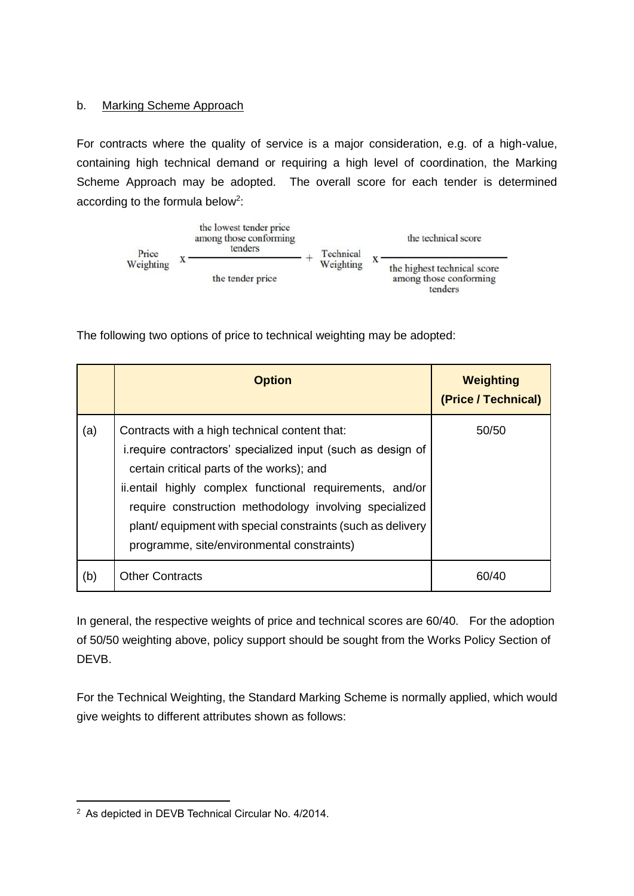b. Marking Scheme Approach

For contracts where the quality of service is a major consideration, e.g. of a high-value, containing high technical demand or requiring a high level of coordination, the Marking Scheme Approach may be adopted. The overall score for each tender is determined according to the formula below[2]:

$$\text{Price Weighting} \times \frac{\text{the lowest tender price among those conforming tenders}}{\text{the tender price}} + \text{Technical Weighting} \times \frac{\text{the technical score}}{\text{the highest technical score among those conforming tenders}}$$

The following two options of price to technical weighting may be adopted:

| | **Option** | **Weighting (Price / Technical)** |
|---|---|---|
| (a) | Contracts with a high technical content that:<br>i. require contractors' specialized input (such as design of certain critical parts of the works); and<br>ii. entail highly complex functional requirements, and/or require construction methodology involving specialized plant/ equipment with special constraints (such as delivery programme, site/environmental constraints) | 50/50 |
| (b) | Other Contracts | 60/40 |

In general, the respective weights of price and technical scores are 60/40. For the adoption of 50/50 weighting above, policy support should be sought from the Works Policy Section of DEVB.

For the Technical Weighting, the Standard Marking Scheme is normally applied, which would give weights to different attributes shown as follows:

[2] As depicted in DEVB Technical Circular No. 4/2014.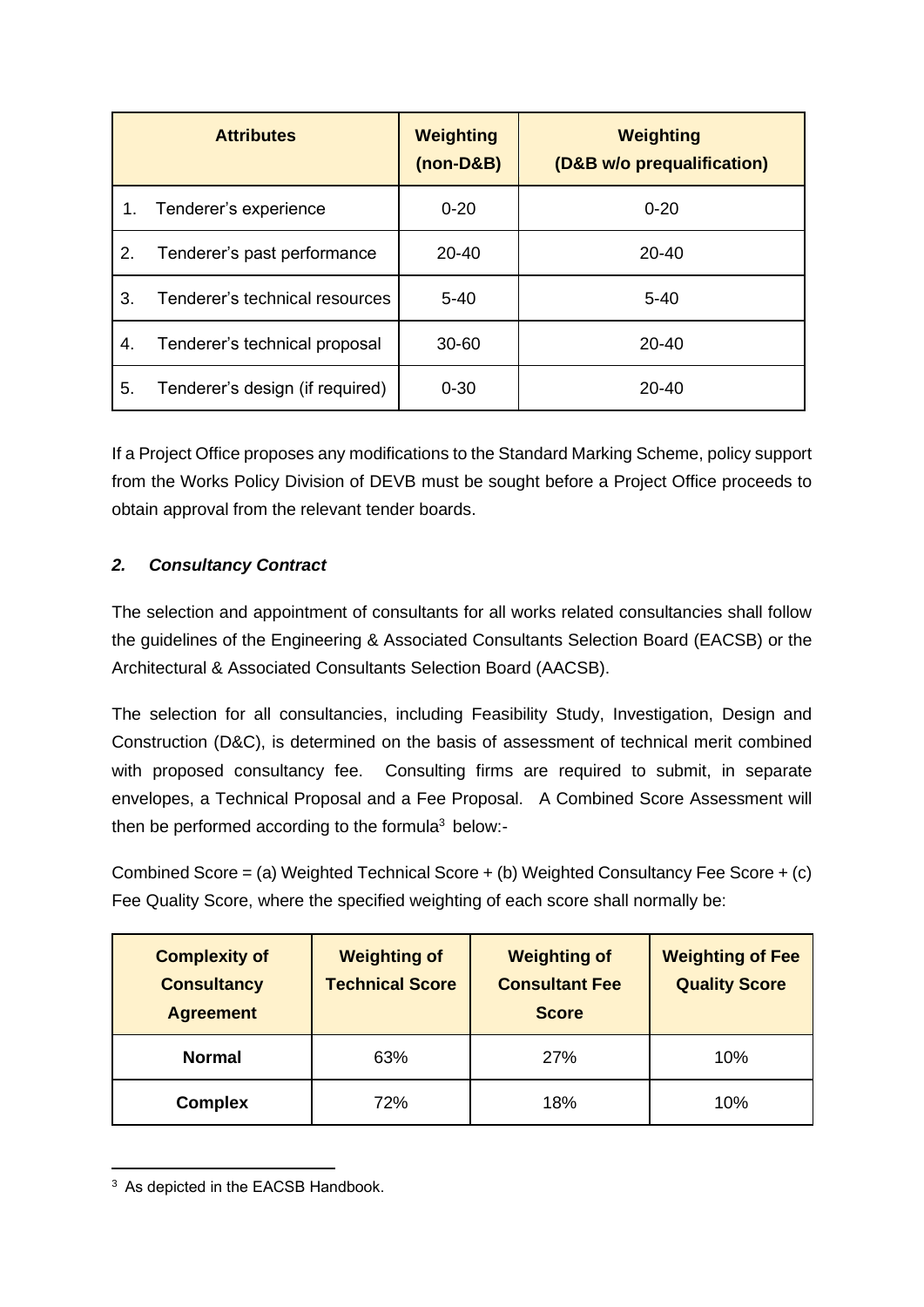| Attributes | Weighting (non-D&B) | Weighting (D&B w/o prequalification) |
|---|---|---|
| 1. Tenderer's experience | 0-20 | 0-20 |
| 2. Tenderer's past performance | 20-40 | 20-40 |
| 3. Tenderer's technical resources | 5-40 | 5-40 |
| 4. Tenderer's technical proposal | 30-60 | 20-40 |
| 5. Tenderer's design (if required) | 0-30 | 20-40 |

If a Project Office proposes any modifications to the Standard Marking Scheme, policy support from the Works Policy Division of DEVB must be sought before a Project Office proceeds to obtain approval from the relevant tender boards.

### *2. Consultancy Contract*

The selection and appointment of consultants for all works related consultancies shall follow the guidelines of the Engineering & Associated Consultants Selection Board (EACSB) or the Architectural & Associated Consultants Selection Board (AACSB).

The selection for all consultancies, including Feasibility Study, Investigation, Design and Construction (D&C), is determined on the basis of assessment of technical merit combined with proposed consultancy fee. Consulting firms are required to submit, in separate envelopes, a Technical Proposal and a Fee Proposal. A Combined Score Assessment will then be performed according to the formula[3] below:-

Combined Score = (a) Weighted Technical Score + (b) Weighted Consultancy Fee Score + (c) Fee Quality Score, where the specified weighting of each score shall normally be:

| Complexity of Consultancy Agreement | Weighting of Technical Score | Weighting of Consultant Fee Score | Weighting of Fee Quality Score |
|---|---|---|---|
| **Normal** | 63% | 27% | 10% |
| **Complex** | 72% | 18% | 10% |

[3] As depicted in the EACSB Handbook.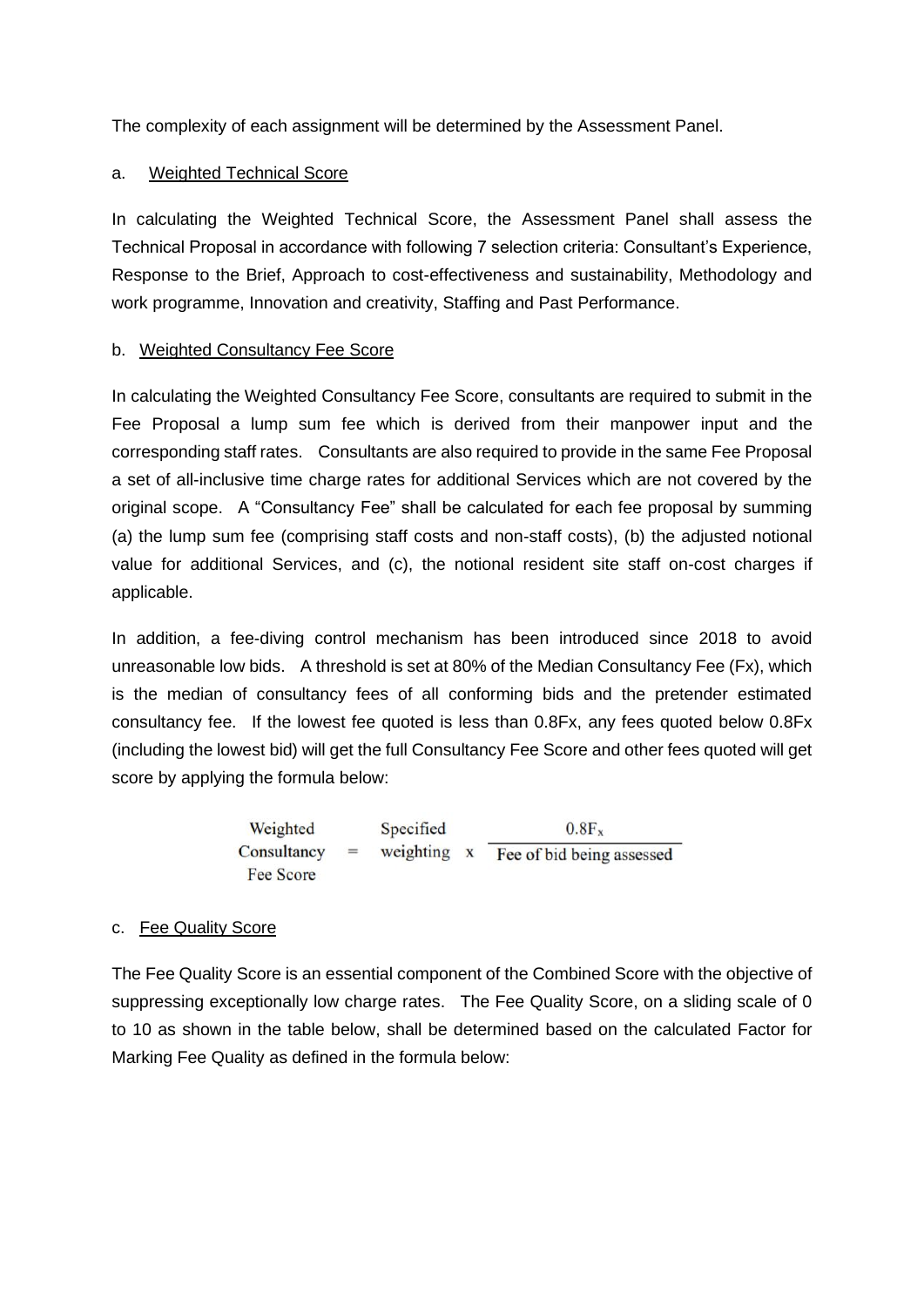The complexity of each assignment will be determined by the Assessment Panel.

a. Weighted Technical Score

In calculating the Weighted Technical Score, the Assessment Panel shall assess the Technical Proposal in accordance with following 7 selection criteria: Consultant's Experience, Response to the Brief, Approach to cost-effectiveness and sustainability, Methodology and work programme, Innovation and creativity, Staffing and Past Performance.

b. Weighted Consultancy Fee Score

In calculating the Weighted Consultancy Fee Score, consultants are required to submit in the Fee Proposal a lump sum fee which is derived from their manpower input and the corresponding staff rates. Consultants are also required to provide in the same Fee Proposal a set of all-inclusive time charge rates for additional Services which are not covered by the original scope. A "Consultancy Fee" shall be calculated for each fee proposal by summing (a) the lump sum fee (comprising staff costs and non-staff costs), (b) the adjusted notional value for additional Services, and (c), the notional resident site staff on-cost charges if applicable.

In addition, a fee-diving control mechanism has been introduced since 2018 to avoid unreasonable low bids. A threshold is set at 80% of the Median Consultancy Fee ($F_x$), which is the median of consultancy fees of all conforming bids and the pretender estimated consultancy fee. If the lowest fee quoted is less than $0.8F_x$, any fees quoted below $0.8F_x$ (including the lowest bid) will get the full Consultancy Fee Score and other fees quoted will get score by applying the formula below:

$$\text{Weighted Consultancy Fee Score} = \text{Specified weighting} \times \frac{0.8F_x}{\text{Fee of bid being assessed}}$$

c. Fee Quality Score

The Fee Quality Score is an essential component of the Combined Score with the objective of suppressing exceptionally low charge rates. The Fee Quality Score, on a sliding scale of 0 to 10 as shown in the table below, shall be determined based on the calculated Factor for Marking Fee Quality as defined in the formula below: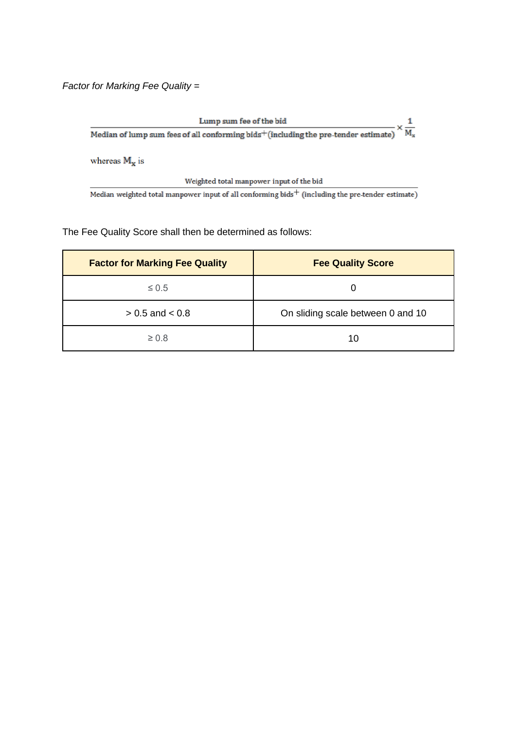*Factor for Marking Fee Quality* =

$$\frac{\text{Lump sum fee of the bid}}{\text{Median of lump sum fees of all conforming bids}^{+}\text{(including the pre-tender estimate)}} \times \frac{1}{M_x}$$

whereas $M_x$ is

$$\frac{\text{Weighted total manpower input of the bid}}{\text{Median weighted total manpower input of all conforming bids}^{+}\text{ (including the pre-tender estimate)}}$$

The Fee Quality Score shall then be determined as follows:

| Factor for Marking Fee Quality | Fee Quality Score |
|---|---|
| ≤ 0.5 | 0 |
| > 0.5 and < 0.8 | On sliding scale between 0 and 10 |
| ≥ 0.8 | 10 |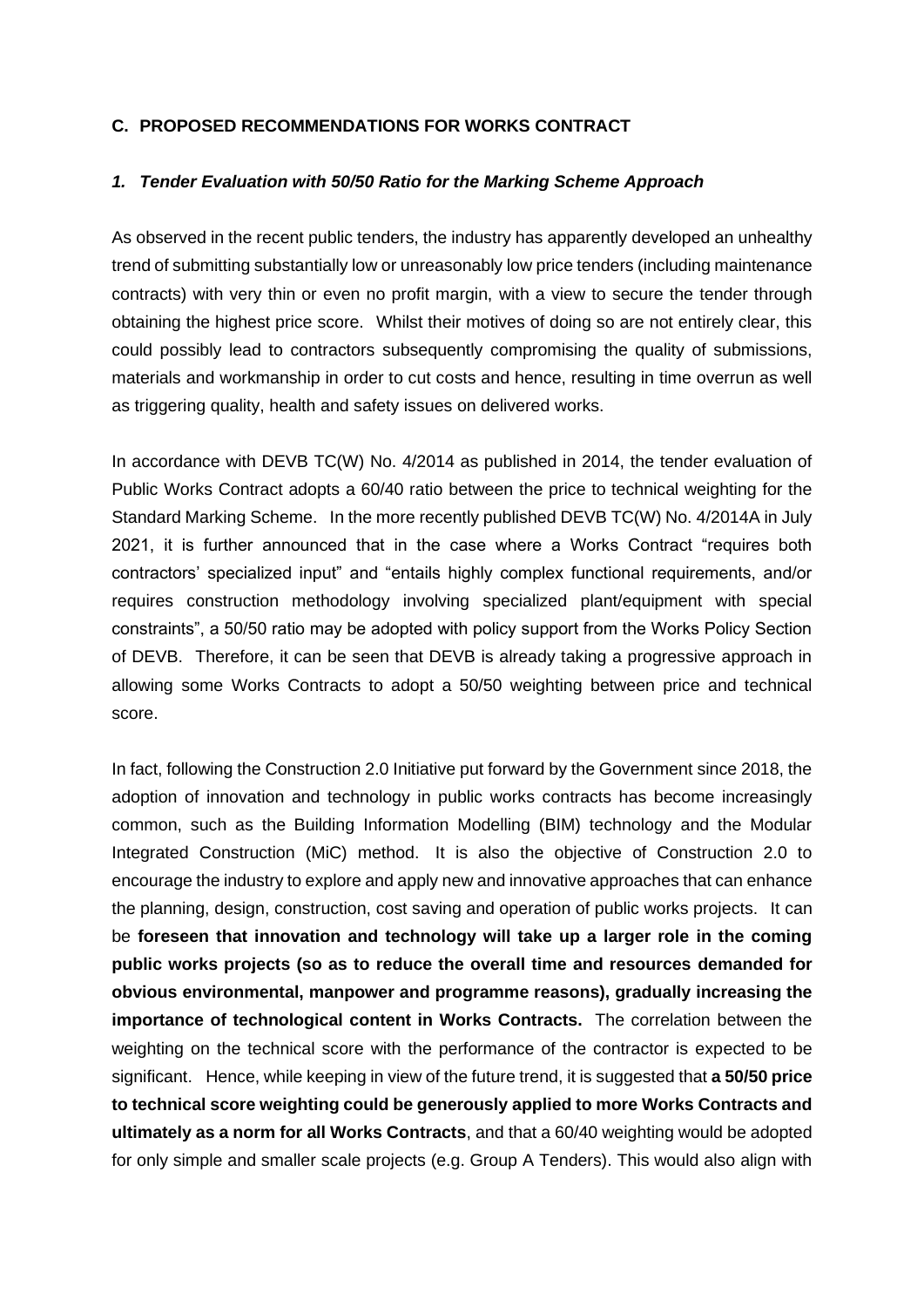## C. PROPOSED RECOMMENDATIONS FOR WORKS CONTRACT

### *1. Tender Evaluation with 50/50 Ratio for the Marking Scheme Approach*

As observed in the recent public tenders, the industry has apparently developed an unhealthy trend of submitting substantially low or unreasonably low price tenders (including maintenance contracts) with very thin or even no profit margin, with a view to secure the tender through obtaining the highest price score. Whilst their motives of doing so are not entirely clear, this could possibly lead to contractors subsequently compromising the quality of submissions, materials and workmanship in order to cut costs and hence, resulting in time overrun as well as triggering quality, health and safety issues on delivered works.

In accordance with DEVB TC(W) No. 4/2014 as published in 2014, the tender evaluation of Public Works Contract adopts a 60/40 ratio between the price to technical weighting for the Standard Marking Scheme. In the more recently published DEVB TC(W) No. 4/2014A in July 2021, it is further announced that in the case where a Works Contract "requires both contractors' specialized input" and "entails highly complex functional requirements, and/or requires construction methodology involving specialized plant/equipment with special constraints", a 50/50 ratio may be adopted with policy support from the Works Policy Section of DEVB. Therefore, it can be seen that DEVB is already taking a progressive approach in allowing some Works Contracts to adopt a 50/50 weighting between price and technical score.

In fact, following the Construction 2.0 Initiative put forward by the Government since 2018, the adoption of innovation and technology in public works contracts has become increasingly common, such as the Building Information Modelling (BIM) technology and the Modular Integrated Construction (MiC) method. It is also the objective of Construction 2.0 to encourage the industry to explore and apply new and innovative approaches that can enhance the planning, design, construction, cost saving and operation of public works projects. It can be **foreseen that innovation and technology will take up a larger role in the coming public works projects (so as to reduce the overall time and resources demanded for obvious environmental, manpower and programme reasons), gradually increasing the importance of technological content in Works Contracts.** The correlation between the weighting on the technical score with the performance of the contractor is expected to be significant. Hence, while keeping in view of the future trend, it is suggested that **a 50/50 price to technical score weighting could be generously applied to more Works Contracts and ultimately as a norm for all Works Contracts**, and that a 60/40 weighting would be adopted for only simple and smaller scale projects (e.g. Group A Tenders). This would also align with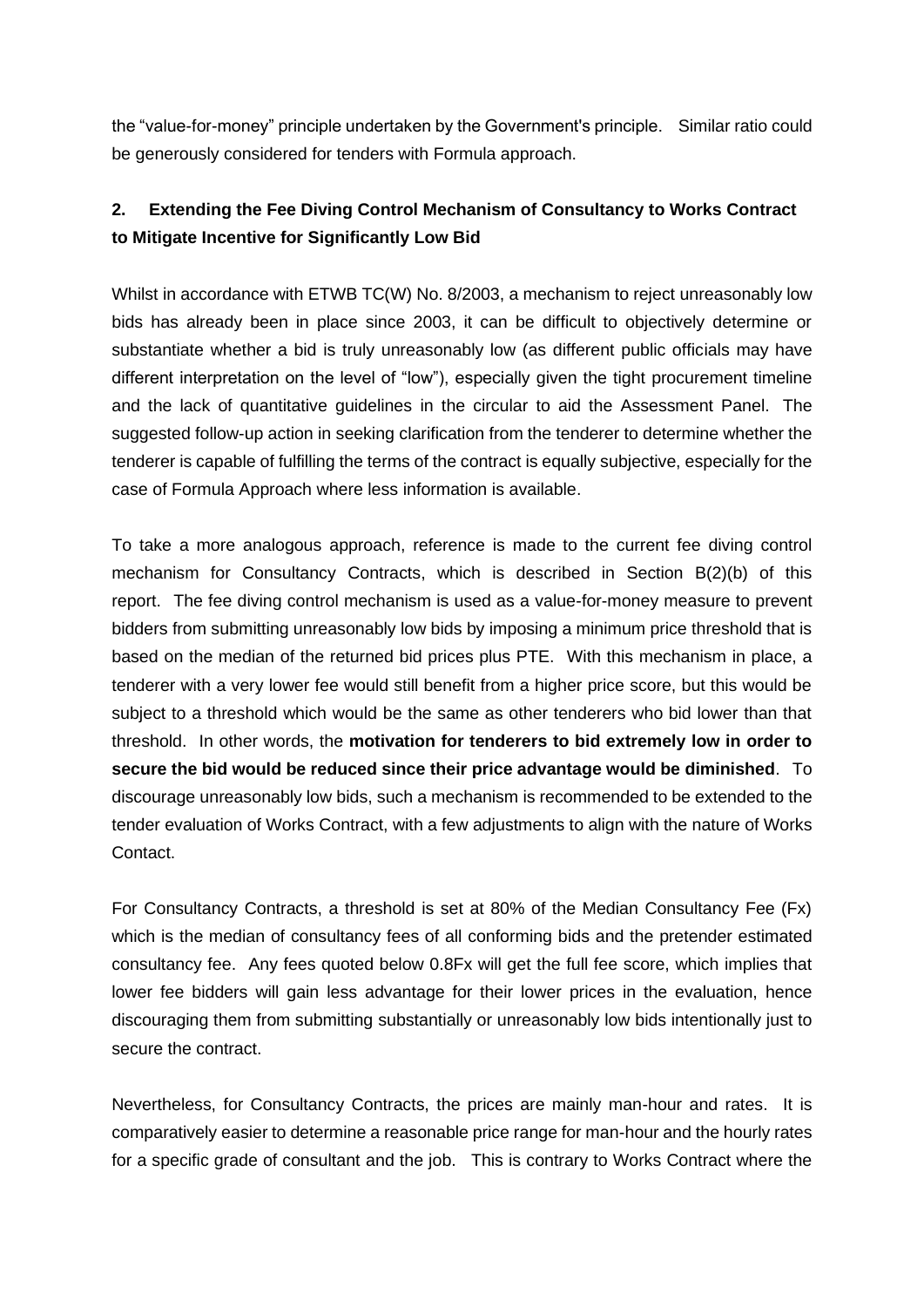the "value-for-money" principle undertaken by the Government's principle. Similar ratio could be generously considered for tenders with Formula approach.

## 2. Extending the Fee Diving Control Mechanism of Consultancy to Works Contract to Mitigate Incentive for Significantly Low Bid

Whilst in accordance with ETWB TC(W) No. 8/2003, a mechanism to reject unreasonably low bids has already been in place since 2003, it can be difficult to objectively determine or substantiate whether a bid is truly unreasonably low (as different public officials may have different interpretation on the level of "low"), especially given the tight procurement timeline and the lack of quantitative guidelines in the circular to aid the Assessment Panel. The suggested follow-up action in seeking clarification from the tenderer to determine whether the tenderer is capable of fulfilling the terms of the contract is equally subjective, especially for the case of Formula Approach where less information is available.

To take a more analogous approach, reference is made to the current fee diving control mechanism for Consultancy Contracts, which is described in Section B(2)(b) of this report. The fee diving control mechanism is used as a value-for-money measure to prevent bidders from submitting unreasonably low bids by imposing a minimum price threshold that is based on the median of the returned bid prices plus PTE. With this mechanism in place, a tenderer with a very lower fee would still benefit from a higher price score, but this would be subject to a threshold which would be the same as other tenderers who bid lower than that threshold. In other words, the **motivation for tenderers to bid extremely low in order to secure the bid would be reduced since their price advantage would be diminished**. To discourage unreasonably low bids, such a mechanism is recommended to be extended to the tender evaluation of Works Contract, with a few adjustments to align with the nature of Works Contact.

For Consultancy Contracts, a threshold is set at 80% of the Median Consultancy Fee (Fx) which is the median of consultancy fees of all conforming bids and the pretender estimated consultancy fee. Any fees quoted below 0.8Fx will get the full fee score, which implies that lower fee bidders will gain less advantage for their lower prices in the evaluation, hence discouraging them from submitting substantially or unreasonably low bids intentionally just to secure the contract.

Nevertheless, for Consultancy Contracts, the prices are mainly man-hour and rates. It is comparatively easier to determine a reasonable price range for man-hour and the hourly rates for a specific grade of consultant and the job. This is contrary to Works Contract where the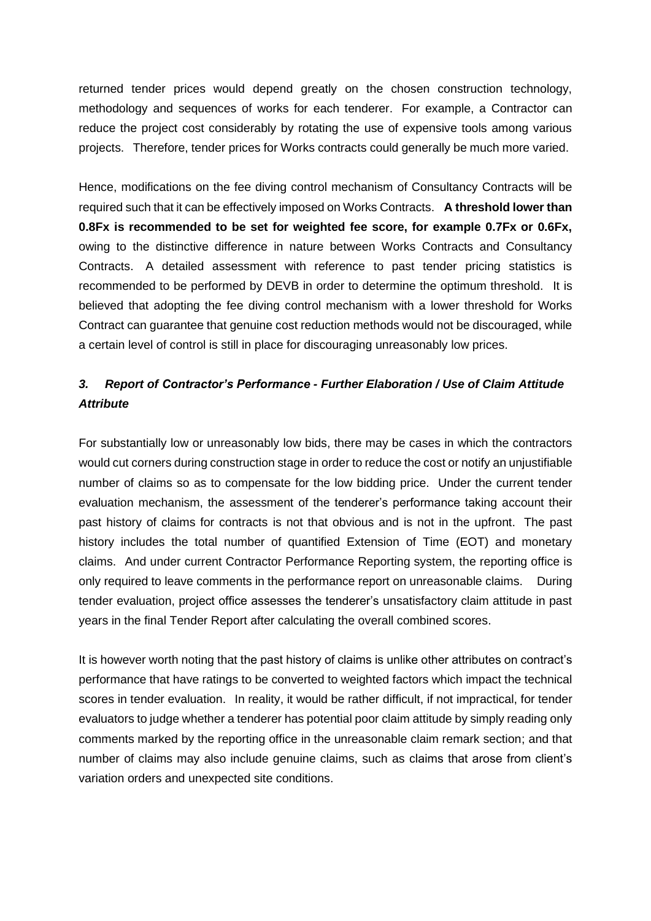returned tender prices would depend greatly on the chosen construction technology, methodology and sequences of works for each tenderer. For example, a Contractor can reduce the project cost considerably by rotating the use of expensive tools among various projects. Therefore, tender prices for Works contracts could generally be much more varied.

Hence, modifications on the fee diving control mechanism of Consultancy Contracts will be required such that it can be effectively imposed on Works Contracts. **A threshold lower than 0.8Fx is recommended to be set for weighted fee score, for example 0.7Fx or 0.6Fx,** owing to the distinctive difference in nature between Works Contracts and Consultancy Contracts. A detailed assessment with reference to past tender pricing statistics is recommended to be performed by DEVB in order to determine the optimum threshold. It is believed that adopting the fee diving control mechanism with a lower threshold for Works Contract can guarantee that genuine cost reduction methods would not be discouraged, while a certain level of control is still in place for discouraging unreasonably low prices.

### *3. Report of Contractor's Performance - Further Elaboration / Use of Claim Attitude Attribute*

For substantially low or unreasonably low bids, there may be cases in which the contractors would cut corners during construction stage in order to reduce the cost or notify an unjustifiable number of claims so as to compensate for the low bidding price. Under the current tender evaluation mechanism, the assessment of the tenderer's performance taking account their past history of claims for contracts is not that obvious and is not in the upfront. The past history includes the total number of quantified Extension of Time (EOT) and monetary claims. And under current Contractor Performance Reporting system, the reporting office is only required to leave comments in the performance report on unreasonable claims. During tender evaluation, project office assesses the tenderer's unsatisfactory claim attitude in past years in the final Tender Report after calculating the overall combined scores.

It is however worth noting that the past history of claims is unlike other attributes on contract's performance that have ratings to be converted to weighted factors which impact the technical scores in tender evaluation. In reality, it would be rather difficult, if not impractical, for tender evaluators to judge whether a tenderer has potential poor claim attitude by simply reading only comments marked by the reporting office in the unreasonable claim remark section; and that number of claims may also include genuine claims, such as claims that arose from client's variation orders and unexpected site conditions.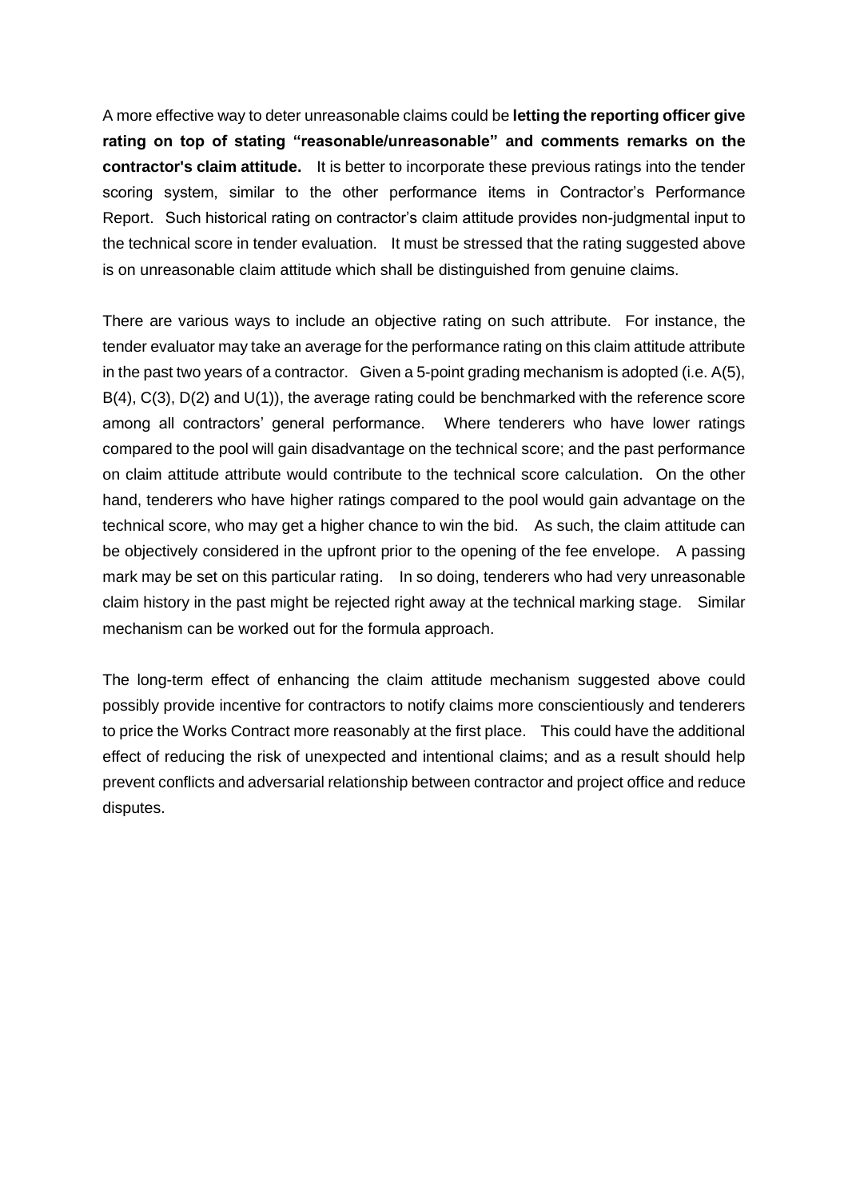A more effective way to deter unreasonable claims could be **letting the reporting officer give rating on top of stating "reasonable/unreasonable" and comments remarks on the contractor's claim attitude.** It is better to incorporate these previous ratings into the tender scoring system, similar to the other performance items in Contractor's Performance Report. Such historical rating on contractor's claim attitude provides non-judgmental input to the technical score in tender evaluation. It must be stressed that the rating suggested above is on unreasonable claim attitude which shall be distinguished from genuine claims.

There are various ways to include an objective rating on such attribute. For instance, the tender evaluator may take an average for the performance rating on this claim attitude attribute in the past two years of a contractor. Given a 5-point grading mechanism is adopted (i.e. A(5), B(4), C(3), D(2) and U(1)), the average rating could be benchmarked with the reference score among all contractors' general performance. Where tenderers who have lower ratings compared to the pool will gain disadvantage on the technical score; and the past performance on claim attitude attribute would contribute to the technical score calculation. On the other hand, tenderers who have higher ratings compared to the pool would gain advantage on the technical score, who may get a higher chance to win the bid. As such, the claim attitude can be objectively considered in the upfront prior to the opening of the fee envelope. A passing mark may be set on this particular rating. In so doing, tenderers who had very unreasonable claim history in the past might be rejected right away at the technical marking stage. Similar mechanism can be worked out for the formula approach.

The long-term effect of enhancing the claim attitude mechanism suggested above could possibly provide incentive for contractors to notify claims more conscientiously and tenderers to price the Works Contract more reasonably at the first place. This could have the additional effect of reducing the risk of unexpected and intentional claims; and as a result should help prevent conflicts and adversarial relationship between contractor and project office and reduce disputes.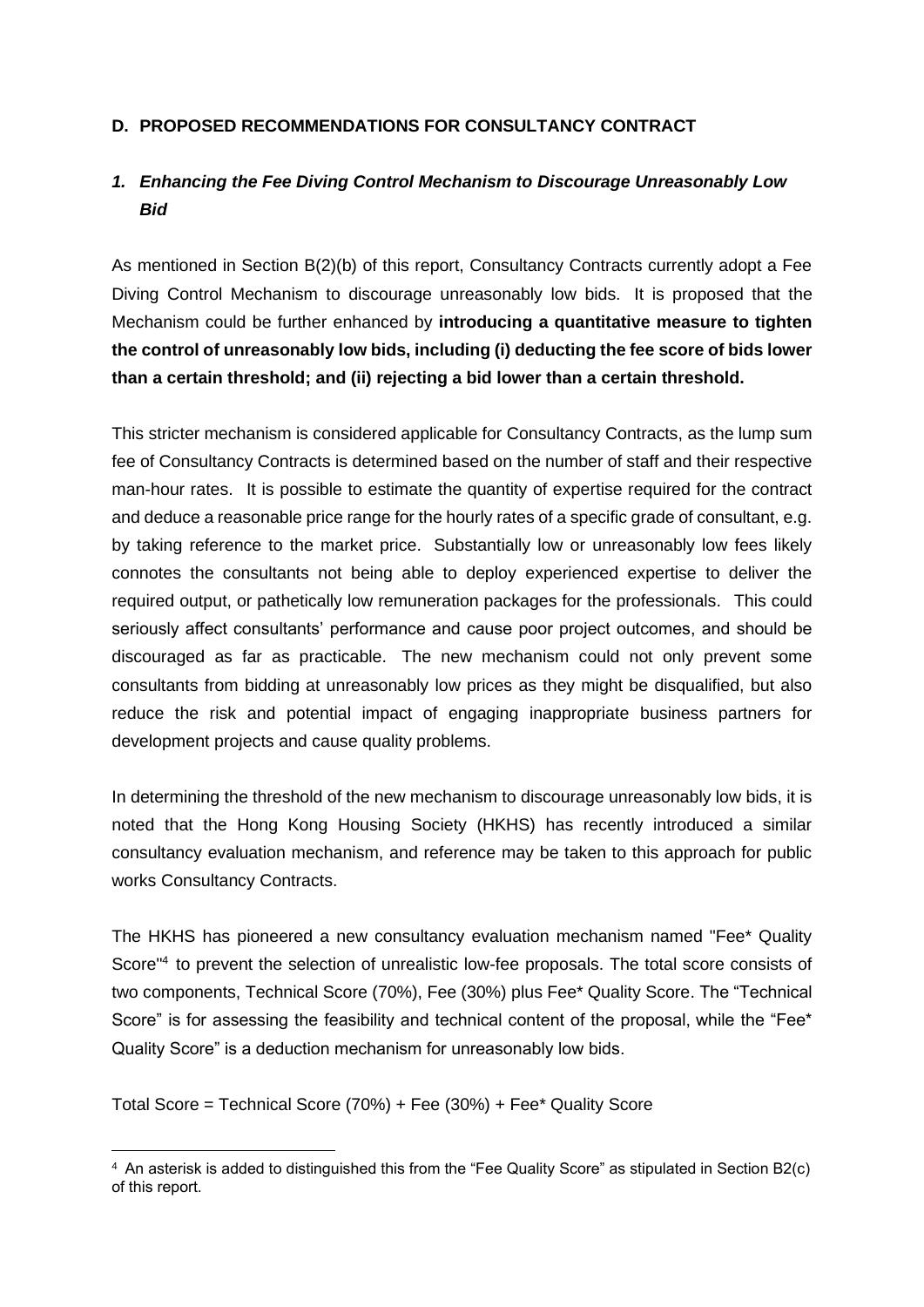## D. PROPOSED RECOMMENDATIONS FOR CONSULTANCY CONTRACT

### *1. Enhancing the Fee Diving Control Mechanism to Discourage Unreasonably Low Bid*

As mentioned in Section B(2)(b) of this report, Consultancy Contracts currently adopt a Fee Diving Control Mechanism to discourage unreasonably low bids. It is proposed that the Mechanism could be further enhanced by **introducing a quantitative measure to tighten the control of unreasonably low bids, including (i) deducting the fee score of bids lower than a certain threshold; and (ii) rejecting a bid lower than a certain threshold.**

This stricter mechanism is considered applicable for Consultancy Contracts, as the lump sum fee of Consultancy Contracts is determined based on the number of staff and their respective man-hour rates. It is possible to estimate the quantity of expertise required for the contract and deduce a reasonable price range for the hourly rates of a specific grade of consultant, e.g. by taking reference to the market price. Substantially low or unreasonably low fees likely connotes the consultants not being able to deploy experienced expertise to deliver the required output, or pathetically low remuneration packages for the professionals. This could seriously affect consultants' performance and cause poor project outcomes, and should be discouraged as far as practicable. The new mechanism could not only prevent some consultants from bidding at unreasonably low prices as they might be disqualified, but also reduce the risk and potential impact of engaging inappropriate business partners for development projects and cause quality problems.

In determining the threshold of the new mechanism to discourage unreasonably low bids, it is noted that the Hong Kong Housing Society (HKHS) has recently introduced a similar consultancy evaluation mechanism, and reference may be taken to this approach for public works Consultancy Contracts.

The HKHS has pioneered a new consultancy evaluation mechanism named "Fee* Quality Score"[4] to prevent the selection of unrealistic low-fee proposals. The total score consists of two components, Technical Score (70%), Fee (30%) plus Fee* Quality Score. The "Technical Score" is for assessing the feasibility and technical content of the proposal, while the "Fee* Quality Score" is a deduction mechanism for unreasonably low bids.

Total Score = Technical Score (70%) + Fee (30%) + Fee* Quality Score

---

[4] An asterisk is added to distinguished this from the "Fee Quality Score" as stipulated in Section B2(c) of this report.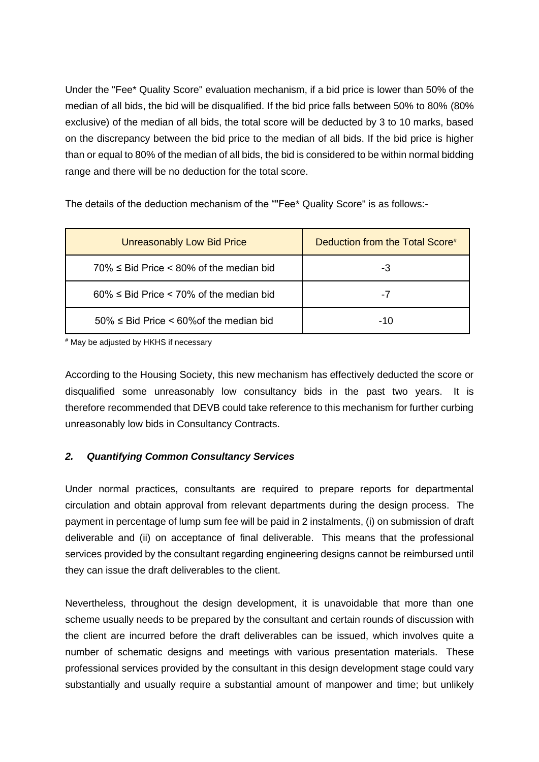Under the "Fee* Quality Score" evaluation mechanism, if a bid price is lower than 50% of the median of all bids, the bid will be disqualified. If the bid price falls between 50% to 80% (80% exclusive) of the median of all bids, the total score will be deducted by 3 to 10 marks, based on the discrepancy between the bid price to the median of all bids. If the bid price is higher than or equal to 80% of the median of all bids, the bid is considered to be within normal bidding range and there will be no deduction for the total score.

The details of the deduction mechanism of the ""Fee* Quality Score" is as follows:-

| Unreasonably Low Bid Price | Deduction from the Total Score# |
| --- | --- |
| 70% ≤ Bid Price < 80% of the median bid | -3 |
| 60% ≤ Bid Price < 70% of the median bid | -7 |
| 50% ≤ Bid Price < 60%of the median bid | -10 |

# May be adjusted by HKHS if necessary

According to the Housing Society, this new mechanism has effectively deducted the score or disqualified some unreasonably low consultancy bids in the past two years. It is therefore recommended that DEVB could take reference to this mechanism for further curbing unreasonably low bids in Consultancy Contracts.

### ***2. Quantifying Common Consultancy Services***

Under normal practices, consultants are required to prepare reports for departmental circulation and obtain approval from relevant departments during the design process. The payment in percentage of lump sum fee will be paid in 2 instalments, (i) on submission of draft deliverable and (ii) on acceptance of final deliverable. This means that the professional services provided by the consultant regarding engineering designs cannot be reimbursed until they can issue the draft deliverables to the client.

Nevertheless, throughout the design development, it is unavoidable that more than one scheme usually needs to be prepared by the consultant and certain rounds of discussion with the client are incurred before the draft deliverables can be issued, which involves quite a number of schematic designs and meetings with various presentation materials. These professional services provided by the consultant in this design development stage could vary substantially and usually require a substantial amount of manpower and time; but unlikely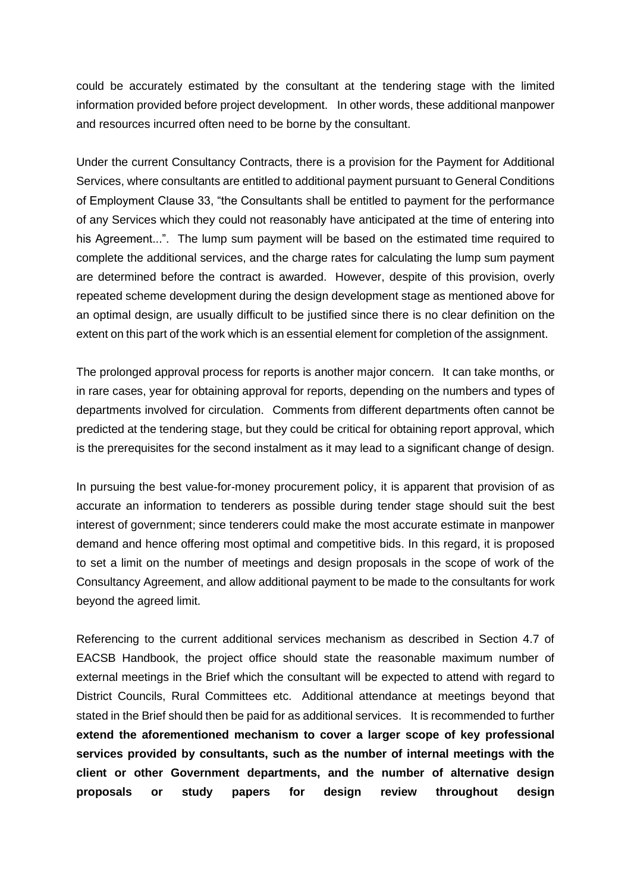could be accurately estimated by the consultant at the tendering stage with the limited information provided before project development. In other words, these additional manpower and resources incurred often need to be borne by the consultant.

Under the current Consultancy Contracts, there is a provision for the Payment for Additional Services, where consultants are entitled to additional payment pursuant to General Conditions of Employment Clause 33, "the Consultants shall be entitled to payment for the performance of any Services which they could not reasonably have anticipated at the time of entering into his Agreement...". The lump sum payment will be based on the estimated time required to complete the additional services, and the charge rates for calculating the lump sum payment are determined before the contract is awarded. However, despite of this provision, overly repeated scheme development during the design development stage as mentioned above for an optimal design, are usually difficult to be justified since there is no clear definition on the extent on this part of the work which is an essential element for completion of the assignment.

The prolonged approval process for reports is another major concern. It can take months, or in rare cases, year for obtaining approval for reports, depending on the numbers and types of departments involved for circulation. Comments from different departments often cannot be predicted at the tendering stage, but they could be critical for obtaining report approval, which is the prerequisites for the second instalment as it may lead to a significant change of design.

In pursuing the best value-for-money procurement policy, it is apparent that provision of as accurate an information to tenderers as possible during tender stage should suit the best interest of government; since tenderers could make the most accurate estimate in manpower demand and hence offering most optimal and competitive bids. In this regard, it is proposed to set a limit on the number of meetings and design proposals in the scope of work of the Consultancy Agreement, and allow additional payment to be made to the consultants for work beyond the agreed limit.

Referencing to the current additional services mechanism as described in Section 4.7 of EACSB Handbook, the project office should state the reasonable maximum number of external meetings in the Brief which the consultant will be expected to attend with regard to District Councils, Rural Committees etc. Additional attendance at meetings beyond that stated in the Brief should then be paid for as additional services. It is recommended to further **extend the aforementioned mechanism to cover a larger scope of key professional services provided by consultants, such as the number of internal meetings with the client or other Government departments, and the number of alternative design proposals or study papers for design review throughout design**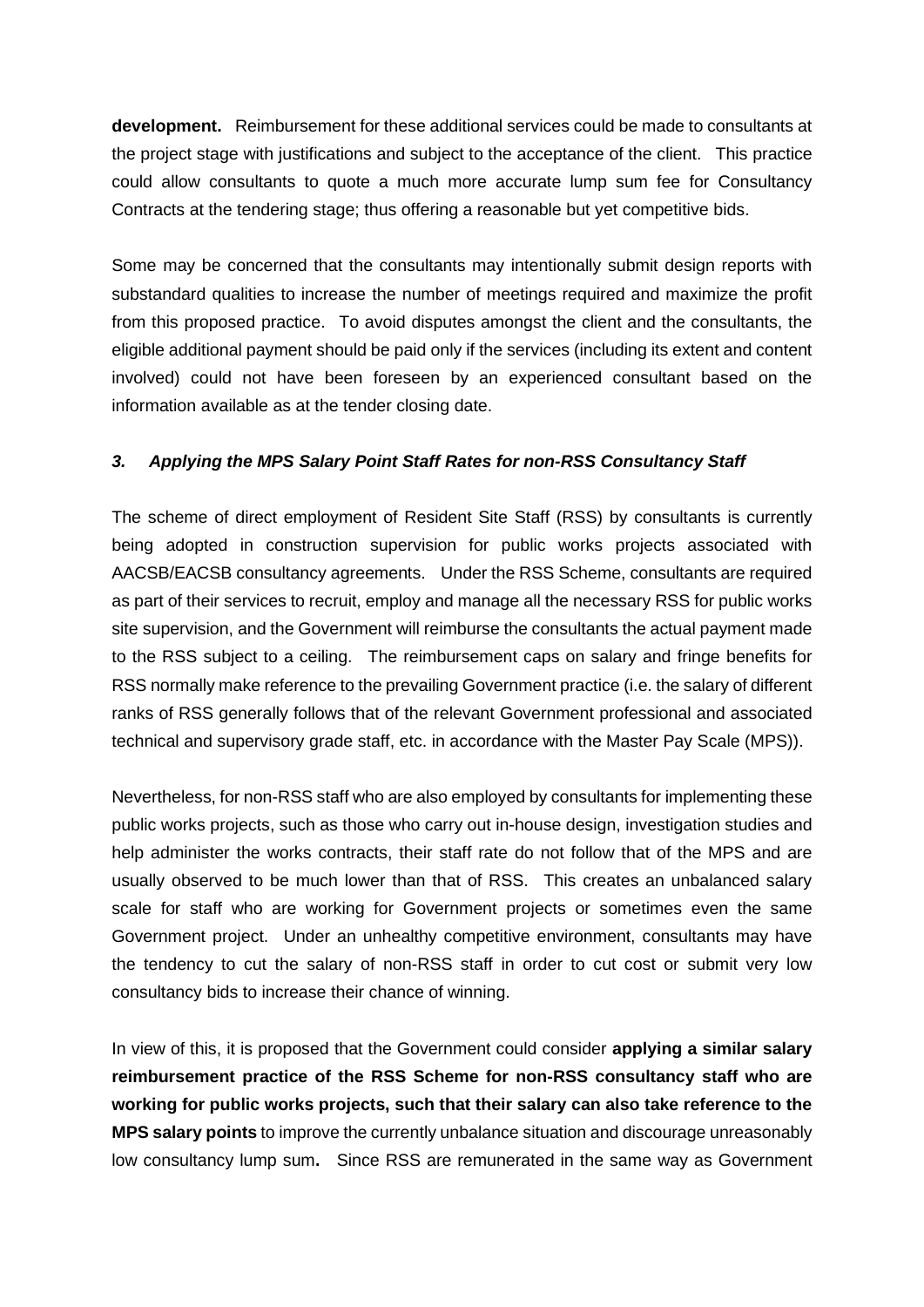**development.** Reimbursement for these additional services could be made to consultants at the project stage with justifications and subject to the acceptance of the client. This practice could allow consultants to quote a much more accurate lump sum fee for Consultancy Contracts at the tendering stage; thus offering a reasonable but yet competitive bids.

Some may be concerned that the consultants may intentionally submit design reports with substandard qualities to increase the number of meetings required and maximize the profit from this proposed practice. To avoid disputes amongst the client and the consultants, the eligible additional payment should be paid only if the services (including its extent and content involved) could not have been foreseen by an experienced consultant based on the information available as at the tender closing date.

### *3. Applying the MPS Salary Point Staff Rates for non-RSS Consultancy Staff*

The scheme of direct employment of Resident Site Staff (RSS) by consultants is currently being adopted in construction supervision for public works projects associated with AACSB/EACSB consultancy agreements. Under the RSS Scheme, consultants are required as part of their services to recruit, employ and manage all the necessary RSS for public works site supervision, and the Government will reimburse the consultants the actual payment made to the RSS subject to a ceiling. The reimbursement caps on salary and fringe benefits for RSS normally make reference to the prevailing Government practice (i.e. the salary of different ranks of RSS generally follows that of the relevant Government professional and associated technical and supervisory grade staff, etc. in accordance with the Master Pay Scale (MPS)).

Nevertheless, for non-RSS staff who are also employed by consultants for implementing these public works projects, such as those who carry out in-house design, investigation studies and help administer the works contracts, their staff rate do not follow that of the MPS and are usually observed to be much lower than that of RSS. This creates an unbalanced salary scale for staff who are working for Government projects or sometimes even the same Government project. Under an unhealthy competitive environment, consultants may have the tendency to cut the salary of non-RSS staff in order to cut cost or submit very low consultancy bids to increase their chance of winning.

In view of this, it is proposed that the Government could consider **applying a similar salary reimbursement practice of the RSS Scheme for non-RSS consultancy staff who are working for public works projects, such that their salary can also take reference to the MPS salary points** to improve the currently unbalance situation and discourage unreasonably low consultancy lump sum**.** Since RSS are remunerated in the same way as Government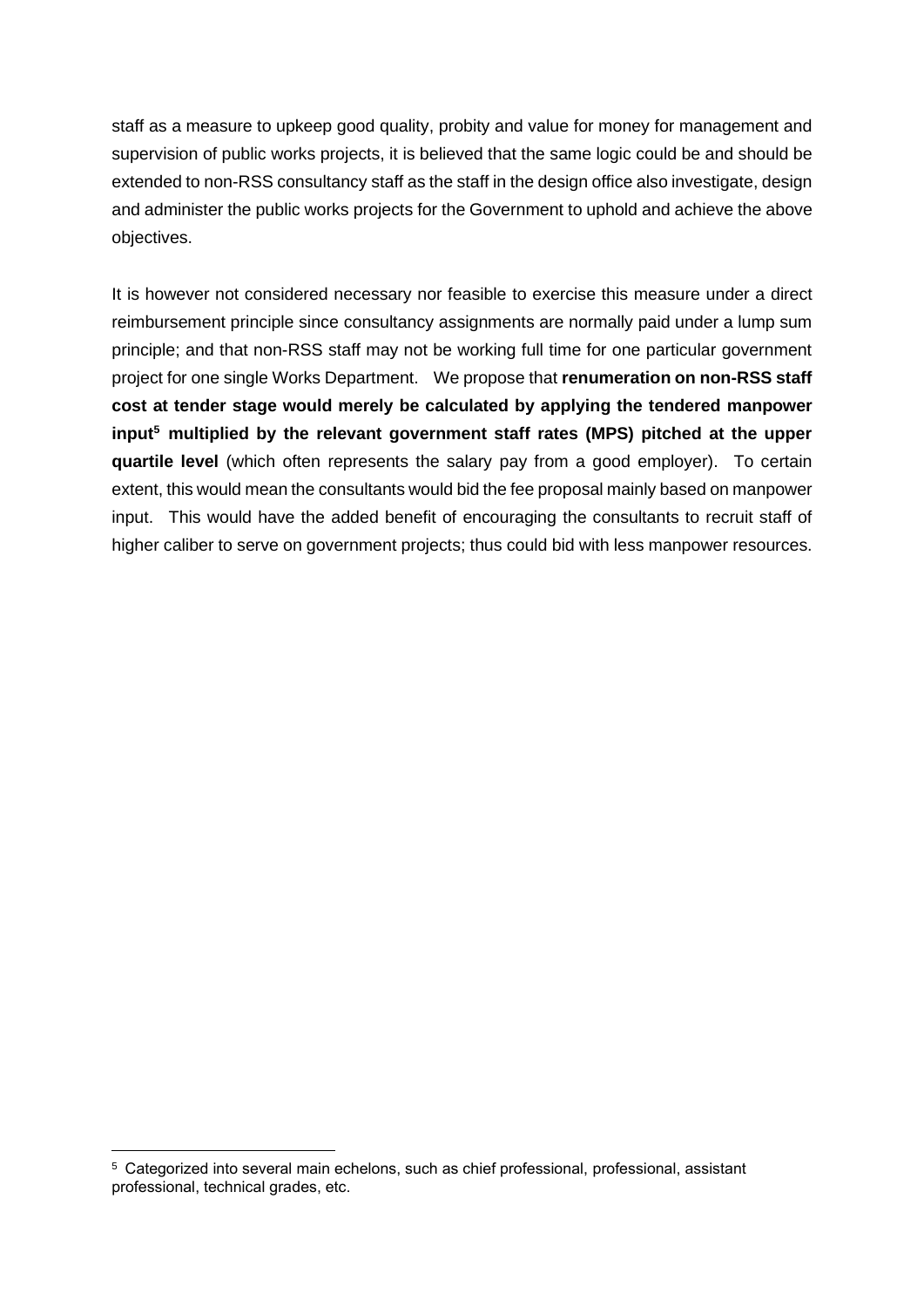staff as a measure to upkeep good quality, probity and value for money for management and supervision of public works projects, it is believed that the same logic could be and should be extended to non-RSS consultancy staff as the staff in the design office also investigate, design and administer the public works projects for the Government to uphold and achieve the above objectives.

It is however not considered necessary nor feasible to exercise this measure under a direct reimbursement principle since consultancy assignments are normally paid under a lump sum principle; and that non-RSS staff may not be working full time for one particular government project for one single Works Department. We propose that **renumeration on non-RSS staff cost at tender stage would merely be calculated by applying the tendered manpower input[5] multiplied by the relevant government staff rates (MPS) pitched at the upper quartile level** (which often represents the salary pay from a good employer). To certain extent, this would mean the consultants would bid the fee proposal mainly based on manpower input. This would have the added benefit of encouraging the consultants to recruit staff of higher caliber to serve on government projects; thus could bid with less manpower resources.

[5] Categorized into several main echelons, such as chief professional, professional, assistant professional, technical grades, etc.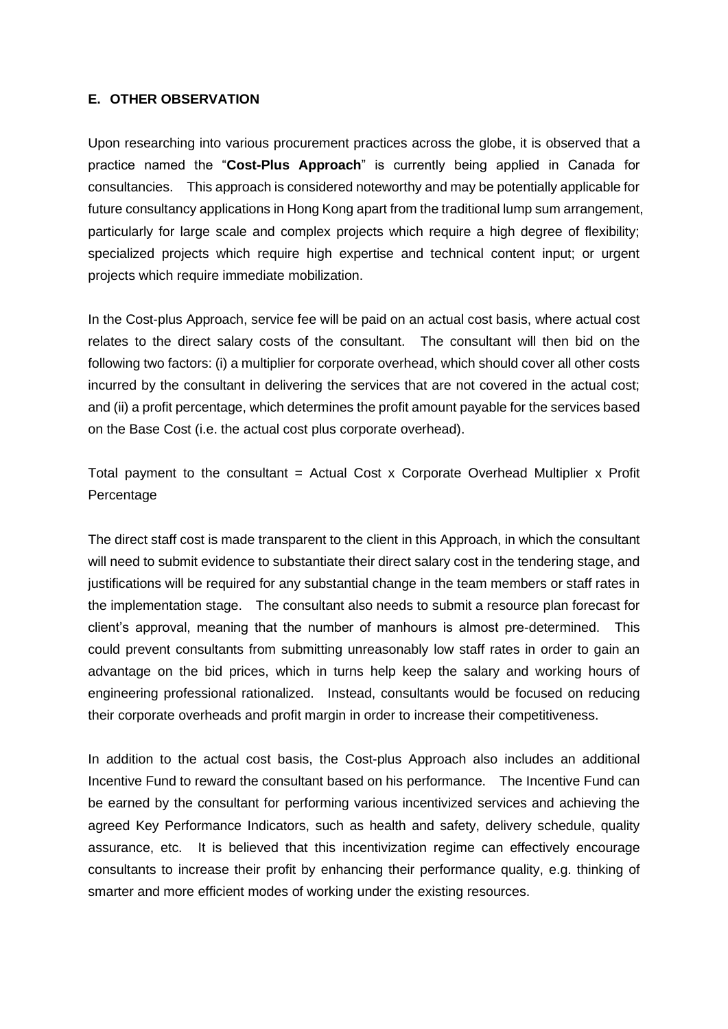## E. OTHER OBSERVATION

Upon researching into various procurement practices across the globe, it is observed that a practice named the "**Cost-Plus Approach**" is currently being applied in Canada for consultancies. This approach is considered noteworthy and may be potentially applicable for future consultancy applications in Hong Kong apart from the traditional lump sum arrangement, particularly for large scale and complex projects which require a high degree of flexibility; specialized projects which require high expertise and technical content input; or urgent projects which require immediate mobilization.

In the Cost-plus Approach, service fee will be paid on an actual cost basis, where actual cost relates to the direct salary costs of the consultant. The consultant will then bid on the following two factors: (i) a multiplier for corporate overhead, which should cover all other costs incurred by the consultant in delivering the services that are not covered in the actual cost; and (ii) a profit percentage, which determines the profit amount payable for the services based on the Base Cost (i.e. the actual cost plus corporate overhead).

Total payment to the consultant = Actual Cost x Corporate Overhead Multiplier x Profit Percentage

The direct staff cost is made transparent to the client in this Approach, in which the consultant will need to submit evidence to substantiate their direct salary cost in the tendering stage, and justifications will be required for any substantial change in the team members or staff rates in the implementation stage. The consultant also needs to submit a resource plan forecast for client's approval, meaning that the number of manhours is almost pre-determined. This could prevent consultants from submitting unreasonably low staff rates in order to gain an advantage on the bid prices, which in turns help keep the salary and working hours of engineering professional rationalized. Instead, consultants would be focused on reducing their corporate overheads and profit margin in order to increase their competitiveness.

In addition to the actual cost basis, the Cost-plus Approach also includes an additional Incentive Fund to reward the consultant based on his performance. The Incentive Fund can be earned by the consultant for performing various incentivized services and achieving the agreed Key Performance Indicators, such as health and safety, delivery schedule, quality assurance, etc. It is believed that this incentivization regime can effectively encourage consultants to increase their profit by enhancing their performance quality, e.g. thinking of smarter and more efficient modes of working under the existing resources.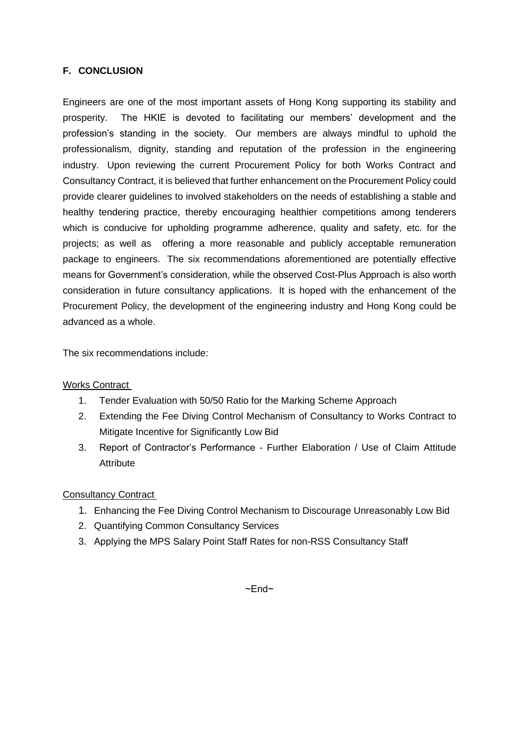## F. CONCLUSION

Engineers are one of the most important assets of Hong Kong supporting its stability and prosperity. The HKIE is devoted to facilitating our members' development and the profession's standing in the society. Our members are always mindful to uphold the professionalism, dignity, standing and reputation of the profession in the engineering industry. Upon reviewing the current Procurement Policy for both Works Contract and Consultancy Contract, it is believed that further enhancement on the Procurement Policy could provide clearer guidelines to involved stakeholders on the needs of establishing a stable and healthy tendering practice, thereby encouraging healthier competitions among tenderers which is conducive for upholding programme adherence, quality and safety, etc. for the projects; as well as offering a more reasonable and publicly acceptable remuneration package to engineers. The six recommendations aforementioned are potentially effective means for Government's consideration, while the observed Cost-Plus Approach is also worth consideration in future consultancy applications. It is hoped with the enhancement of the Procurement Policy, the development of the engineering industry and Hong Kong could be advanced as a whole.

The six recommendations include:

Works Contract

1. Tender Evaluation with 50/50 Ratio for the Marking Scheme Approach
2. Extending the Fee Diving Control Mechanism of Consultancy to Works Contract to Mitigate Incentive for Significantly Low Bid
3. Report of Contractor's Performance - Further Elaboration / Use of Claim Attitude Attribute

Consultancy Contract

1. Enhancing the Fee Diving Control Mechanism to Discourage Unreasonably Low Bid
2. Quantifying Common Consultancy Services
3. Applying the MPS Salary Point Staff Rates for non-RSS Consultancy Staff

~End~